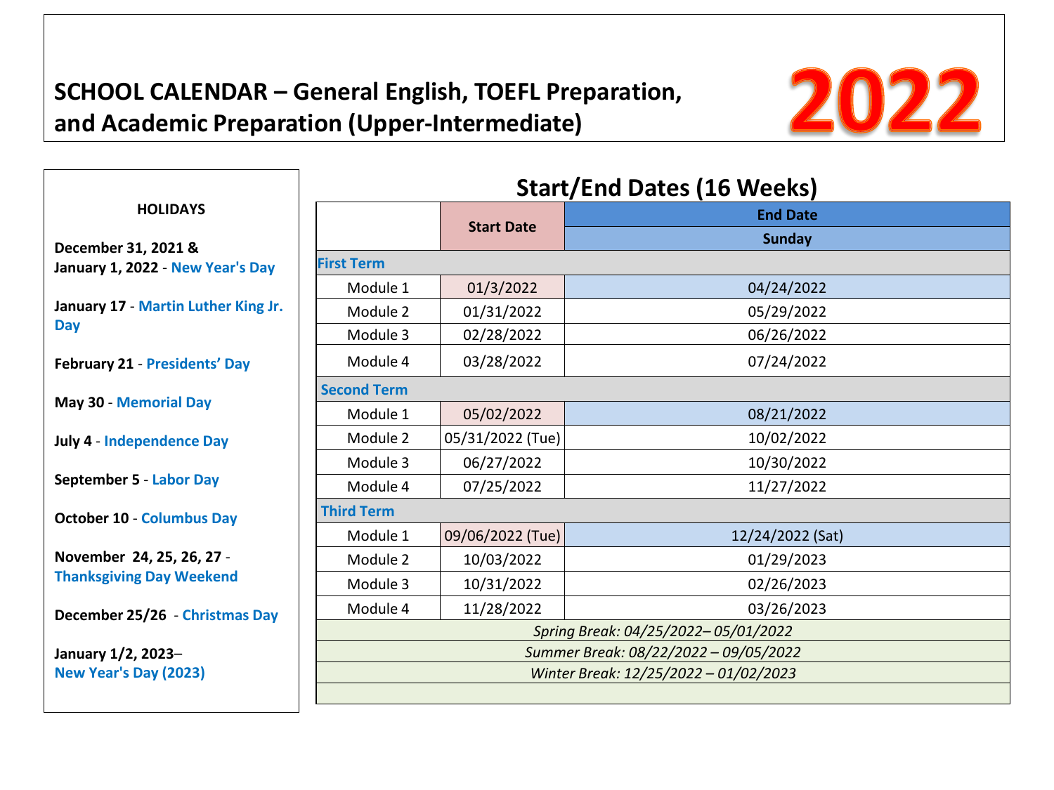# SCHOOL CALENDAR – General English, TOEFL Preparation, and Academic Preparation (Upper-Intermediate)

# 2022

**HOLIDAYS**

**December 31, 2021 & January 1, 2022** - New Year's Day

**January 17** - Martin Luther King Jr. Day

**February 21** - Presidents' Day

**May 30** - Memorial Day

**July 4** - Independence Day

**September 5** - Labor Day

**October 10** - Columbus Day

**November 24, 25, 26, 27** - Thanksgiving Day Weekend

**December 25/26** - Christmas Day

**January 1/2, 2023**– New Year's Day (2023)

## Start/End Dates (16 Weeks)

| | Start Date | End Date |
|---|---|---|
| | | Sunday |
| **First Term** | | |
| Module 1 | 01/3/2022 | 04/24/2022 |
| Module 2 | 01/31/2022 | 05/29/2022 |
| Module 3 | 02/28/2022 | 06/26/2022 |
| Module 4 | 03/28/2022 | 07/24/2022 |
| **Second Term** | | |
| Module 1 | 05/02/2022 | 08/21/2022 |
| Module 2 | 05/31/2022 (Tue) | 10/02/2022 |
| Module 3 | 06/27/2022 | 10/30/2022 |
| Module 4 | 07/25/2022 | 11/27/2022 |
| **Third Term** | | |
| Module 1 | 09/06/2022 (Tue) | 12/24/2022 (Sat) |
| Module 2 | 10/03/2022 | 01/29/2023 |
| Module 3 | 10/31/2022 | 02/26/2023 |
| Module 4 | 11/28/2022 | 03/26/2023 |
| *Spring Break: 04/25/2022– 05/01/2022* | | |
| *Summer Break: 08/22/2022 – 09/05/2022* | | |
| *Winter Break: 12/25/2022 – 01/02/2023* | | |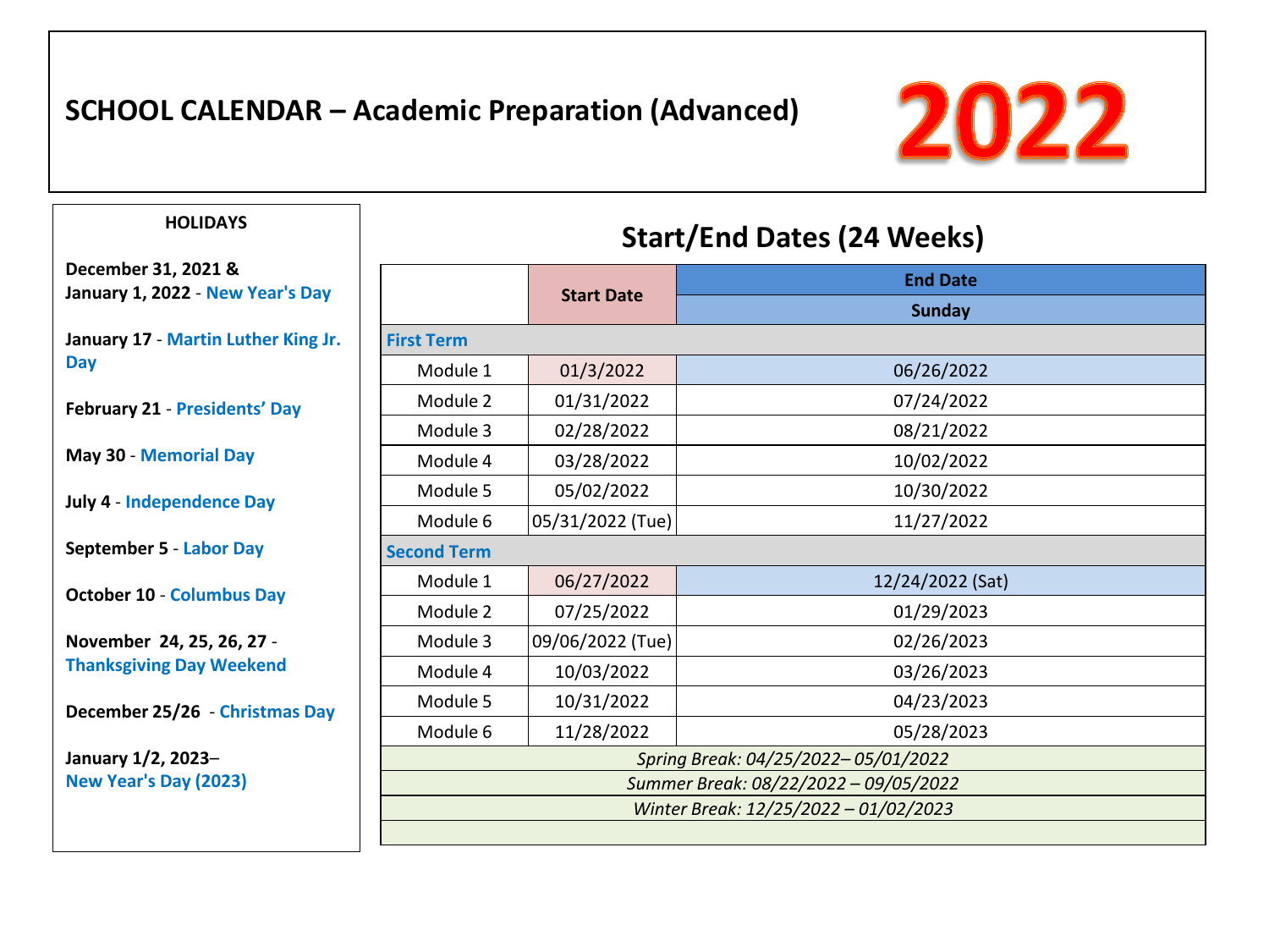# SCHOOL CALENDAR – Academic Preparation (Advanced)

# 2022

**HOLIDAYS**

**December 31, 2021 &**
**January 1, 2022** - **New Year's Day**

**January 17** - **Martin Luther King Jr. Day**

**February 21** - **Presidents' Day**

**May 30** - **Memorial Day**

**July 4** - **Independence Day**

**September 5** - **Labor Day**

**October 10** - **Columbus Day**

**November 24, 25, 26, 27** - **Thanksgiving Day Weekend**

**December 25/26** - **Christmas Day**

**January 1/2, 2023**–
**New Year's Day (2023)**

## Start/End Dates (24 Weeks)

| | Start Date | End Date |
|---|---|---|
| | | Sunday |
| **First Term** | | |
| Module 1 | 01/3/2022 | 06/26/2022 |
| Module 2 | 01/31/2022 | 07/24/2022 |
| Module 3 | 02/28/2022 | 08/21/2022 |
| Module 4 | 03/28/2022 | 10/02/2022 |
| Module 5 | 05/02/2022 | 10/30/2022 |
| Module 6 | 05/31/2022 (Tue) | 11/27/2022 |
| **Second Term** | | |
| Module 1 | 06/27/2022 | 12/24/2022 (Sat) |
| Module 2 | 07/25/2022 | 01/29/2023 |
| Module 3 | 09/06/2022 (Tue) | 02/26/2023 |
| Module 4 | 10/03/2022 | 03/26/2023 |
| Module 5 | 10/31/2022 | 04/23/2023 |
| Module 6 | 11/28/2022 | 05/28/2023 |

*Spring Break: 04/25/2022– 05/01/2022*

*Summer Break: 08/22/2022 – 09/05/2022*

*Winter Break: 12/25/2022 – 01/02/2023*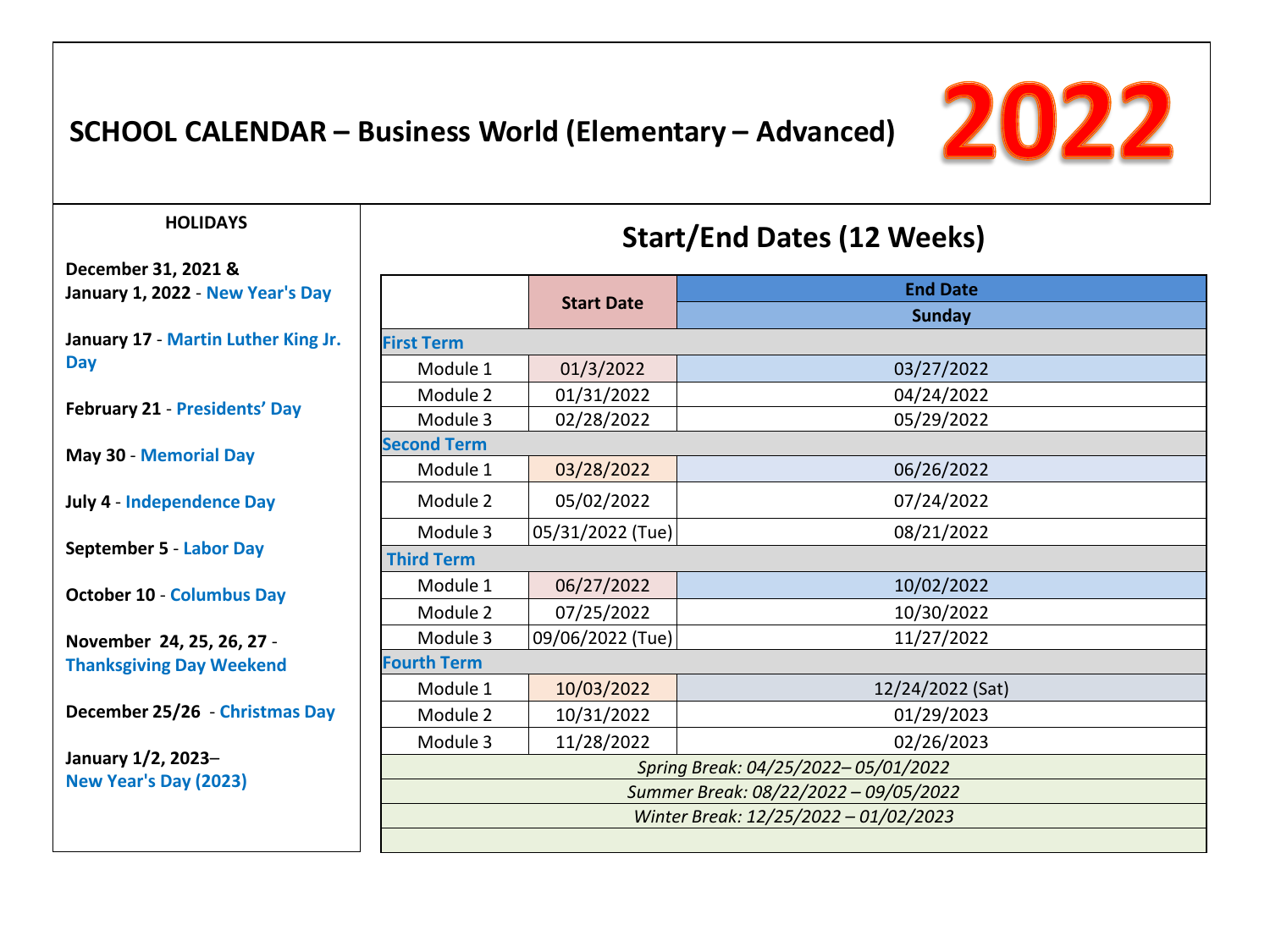# SCHOOL CALENDAR – Business World (Elementary – Advanced) 2022

**HOLIDAYS**

**December 31, 2021 &**
**January 1, 2022** - **New Year's Day**

**January 17** - **Martin Luther King Jr. Day**

**February 21** - **Presidents' Day**

**May 30** - **Memorial Day**

**July 4** - **Independence Day**

**September 5** - **Labor Day**

**October 10** - **Columbus Day**

**November 24, 25, 26, 27** - **Thanksgiving Day Weekend**

**December 25/26** - **Christmas Day**

**January 1/2, 2023**–
**New Year's Day (2023)**

## Start/End Dates (12 Weeks)

| | Start Date | End Date<br>Sunday |
|---|---|---|
| **First Term** | | |
| Module 1 | 01/3/2022 | 03/27/2022 |
| Module 2 | 01/31/2022 | 04/24/2022 |
| Module 3 | 02/28/2022 | 05/29/2022 |
| **Second Term** | | |
| Module 1 | 03/28/2022 | 06/26/2022 |
| Module 2 | 05/02/2022 | 07/24/2022 |
| Module 3 | 05/31/2022 (Tue) | 08/21/2022 |
| **Third Term** | | |
| Module 1 | 06/27/2022 | 10/02/2022 |
| Module 2 | 07/25/2022 | 10/30/2022 |
| Module 3 | 09/06/2022 (Tue) | 11/27/2022 |
| **Fourth Term** | | |
| Module 1 | 10/03/2022 | 12/24/2022 (Sat) |
| Module 2 | 10/31/2022 | 01/29/2023 |
| Module 3 | 11/28/2022 | 02/26/2023 |
| *Spring Break: 04/25/2022– 05/01/2022* | | |
| *Summer Break: 08/22/2022 – 09/05/2022* | | |
| *Winter Break: 12/25/2022 – 01/02/2023* | | |